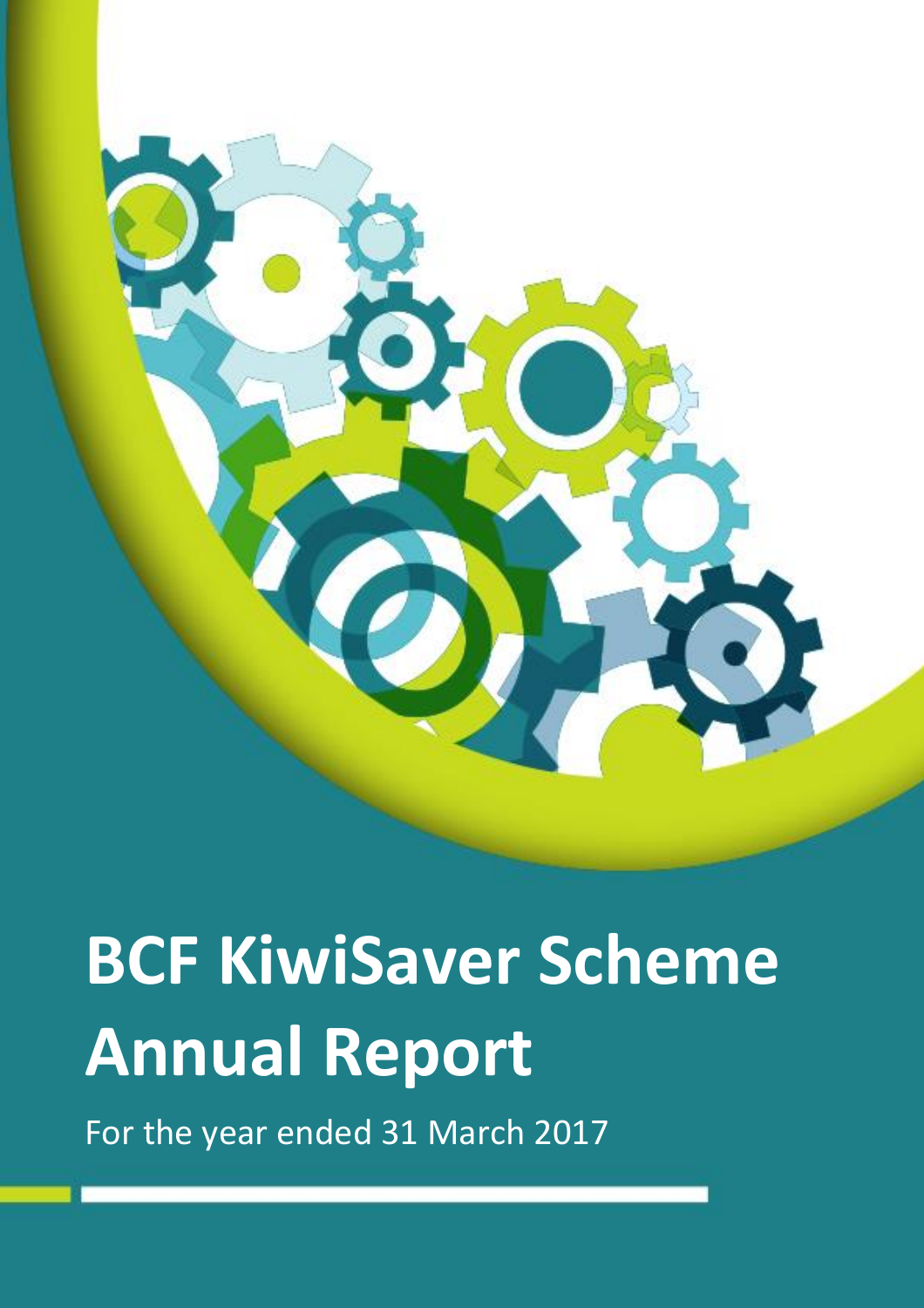# BCF KiwiSaver Scheme Annual Report

For the year ended 31 March 2017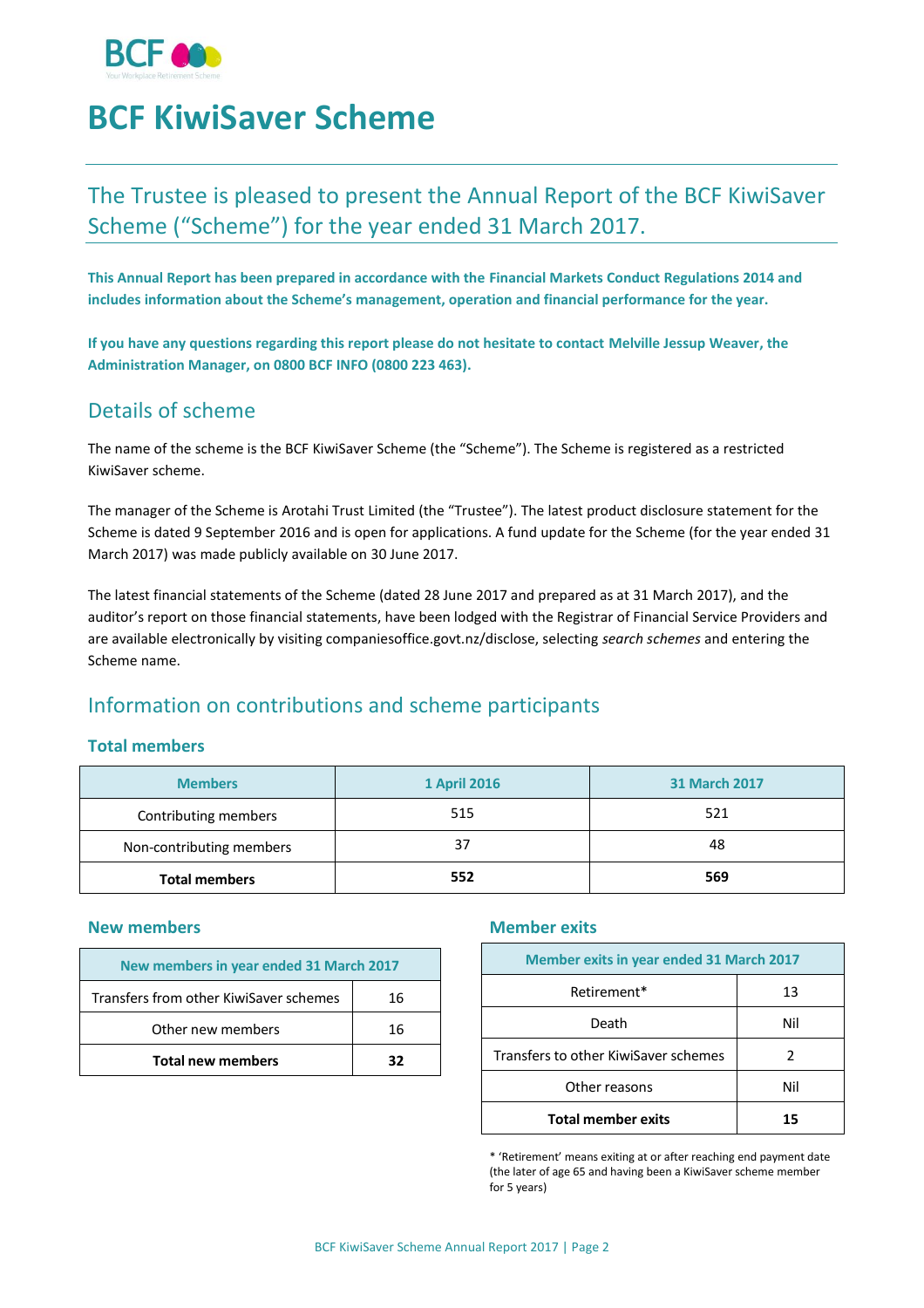# BCF KiwiSaver Scheme

## The Trustee is pleased to present the Annual Report of the BCF KiwiSaver Scheme ("Scheme") for the year ended 31 March 2017.

**This Annual Report has been prepared in accordance with the Financial Markets Conduct Regulations 2014 and includes information about the Scheme's management, operation and financial performance for the year.**

**If you have any questions regarding this report please do not hesitate to contact Melville Jessup Weaver, the Administration Manager, on 0800 BCF INFO (0800 223 463).**

## Details of scheme

The name of the scheme is the BCF KiwiSaver Scheme (the "Scheme"). The Scheme is registered as a restricted KiwiSaver scheme.

The manager of the Scheme is Arotahi Trust Limited (the "Trustee"). The latest product disclosure statement for the Scheme is dated 9 September 2016 and is open for applications. A fund update for the Scheme (for the year ended 31 March 2017) was made publicly available on 30 June 2017.

The latest financial statements of the Scheme (dated 28 June 2017 and prepared as at 31 March 2017), and the auditor's report on those financial statements, have been lodged with the Registrar of Financial Service Providers and are available electronically by visiting companiesoffice.govt.nz/disclose, selecting *search schemes* and entering the Scheme name.

## Information on contributions and scheme participants

### Total members

| Members | 1 April 2016 | 31 March 2017 |
|---|---|---|
| Contributing members | 515 | 521 |
| Non-contributing members | 37 | 48 |
| **Total members** | **552** | **569** |

### New members

| New members in year ended 31 March 2017 | |
|---|---|
| Transfers from other KiwiSaver schemes | 16 |
| Other new members | 16 |
| **Total new members** | **32** |

### Member exits

| Member exits in year ended 31 March 2017 | |
|---|---|
| Retirement* | 13 |
| Death | Nil |
| Transfers to other KiwiSaver schemes | 2 |
| Other reasons | Nil |
| **Total member exits** | **15** |

* 'Retirement' means exiting at or after reaching end payment date (the later of age 65 and having been a KiwiSaver scheme member for 5 years)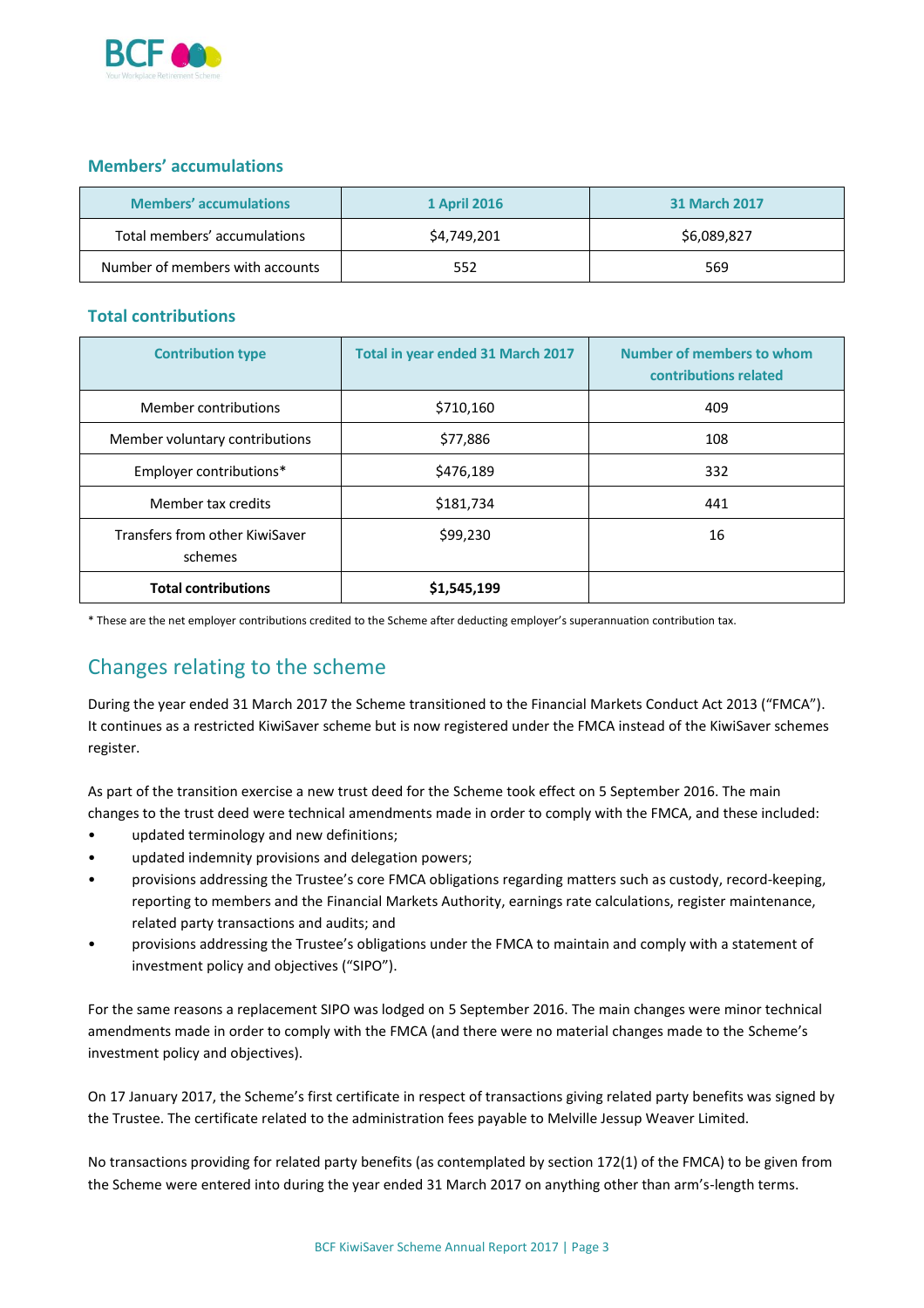## Members' accumulations

| Members' accumulations | 1 April 2016 | 31 March 2017 |
|---|---|---|
| Total members' accumulations | $4,749,201 | $6,089,827 |
| Number of members with accounts | 552 | 569 |

## Total contributions

| Contribution type | Total in year ended 31 March 2017 | Number of members to whom contributions related |
|---|---|---|
| Member contributions | $710,160 | 409 |
| Member voluntary contributions | $77,886 | 108 |
| Employer contributions* | $476,189 | 332 |
| Member tax credits | $181,734 | 441 |
| Transfers from other KiwiSaver schemes | $99,230 | 16 |
| **Total contributions** | **$1,545,199** | |

* These are the net employer contributions credited to the Scheme after deducting employer's superannuation contribution tax.

# Changes relating to the scheme

During the year ended 31 March 2017 the Scheme transitioned to the Financial Markets Conduct Act 2013 ("FMCA"). It continues as a restricted KiwiSaver scheme but is now registered under the FMCA instead of the KiwiSaver schemes register.

As part of the transition exercise a new trust deed for the Scheme took effect on 5 September 2016. The main changes to the trust deed were technical amendments made in order to comply with the FMCA, and these included:

- updated terminology and new definitions;
- updated indemnity provisions and delegation powers;
- provisions addressing the Trustee's core FMCA obligations regarding matters such as custody, record-keeping, reporting to members and the Financial Markets Authority, earnings rate calculations, register maintenance, related party transactions and audits; and
- provisions addressing the Trustee's obligations under the FMCA to maintain and comply with a statement of investment policy and objectives ("SIPO").

For the same reasons a replacement SIPO was lodged on 5 September 2016. The main changes were minor technical amendments made in order to comply with the FMCA (and there were no material changes made to the Scheme's investment policy and objectives).

On 17 January 2017, the Scheme's first certificate in respect of transactions giving related party benefits was signed by the Trustee. The certificate related to the administration fees payable to Melville Jessup Weaver Limited.

No transactions providing for related party benefits (as contemplated by section 172(1) of the FMCA) to be given from the Scheme were entered into during the year ended 31 March 2017 on anything other than arm's-length terms.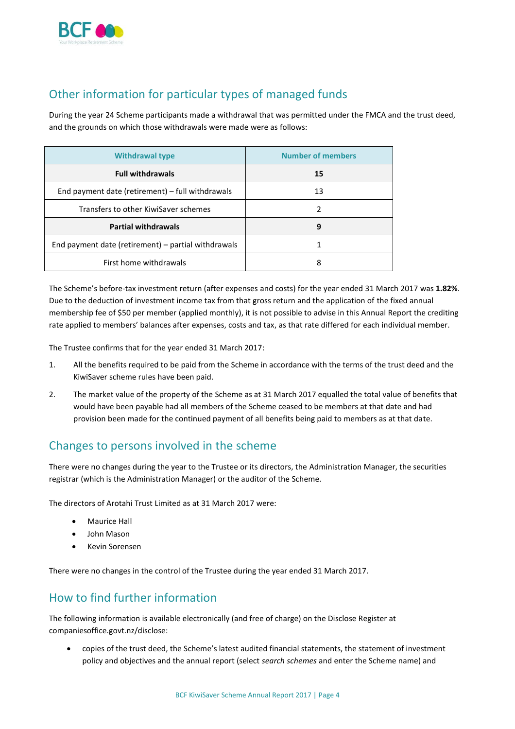## Other information for particular types of managed funds

During the year 24 Scheme participants made a withdrawal that was permitted under the FMCA and the trust deed, and the grounds on which those withdrawals were made were as follows:

| Withdrawal type | Number of members |
|---|---|
| **Full withdrawals** | **15** |
| End payment date (retirement) – full withdrawals | 13 |
| Transfers to other KiwiSaver schemes | 2 |
| **Partial withdrawals** | **9** |
| End payment date (retirement) – partial withdrawals | 1 |
| First home withdrawals | 8 |

The Scheme's before-tax investment return (after expenses and costs) for the year ended 31 March 2017 was **1.82%**. Due to the deduction of investment income tax from that gross return and the application of the fixed annual membership fee of $50 per member (applied monthly), it is not possible to advise in this Annual Report the crediting rate applied to members' balances after expenses, costs and tax, as that rate differed for each individual member.

The Trustee confirms that for the year ended 31 March 2017:

1. All the benefits required to be paid from the Scheme in accordance with the terms of the trust deed and the KiwiSaver scheme rules have been paid.
2. The market value of the property of the Scheme as at 31 March 2017 equalled the total value of benefits that would have been payable had all members of the Scheme ceased to be members at that date and had provision been made for the continued payment of all benefits being paid to members as at that date.

## Changes to persons involved in the scheme

There were no changes during the year to the Trustee or its directors, the Administration Manager, the securities registrar (which is the Administration Manager) or the auditor of the Scheme.

The directors of Arotahi Trust Limited as at 31 March 2017 were:

- Maurice Hall
- John Mason
- Kevin Sorensen

There were no changes in the control of the Trustee during the year ended 31 March 2017.

## How to find further information

The following information is available electronically (and free of charge) on the Disclose Register at companiesoffice.govt.nz/disclose:

- copies of the trust deed, the Scheme's latest audited financial statements, the statement of investment policy and objectives and the annual report (select *search schemes* and enter the Scheme name) and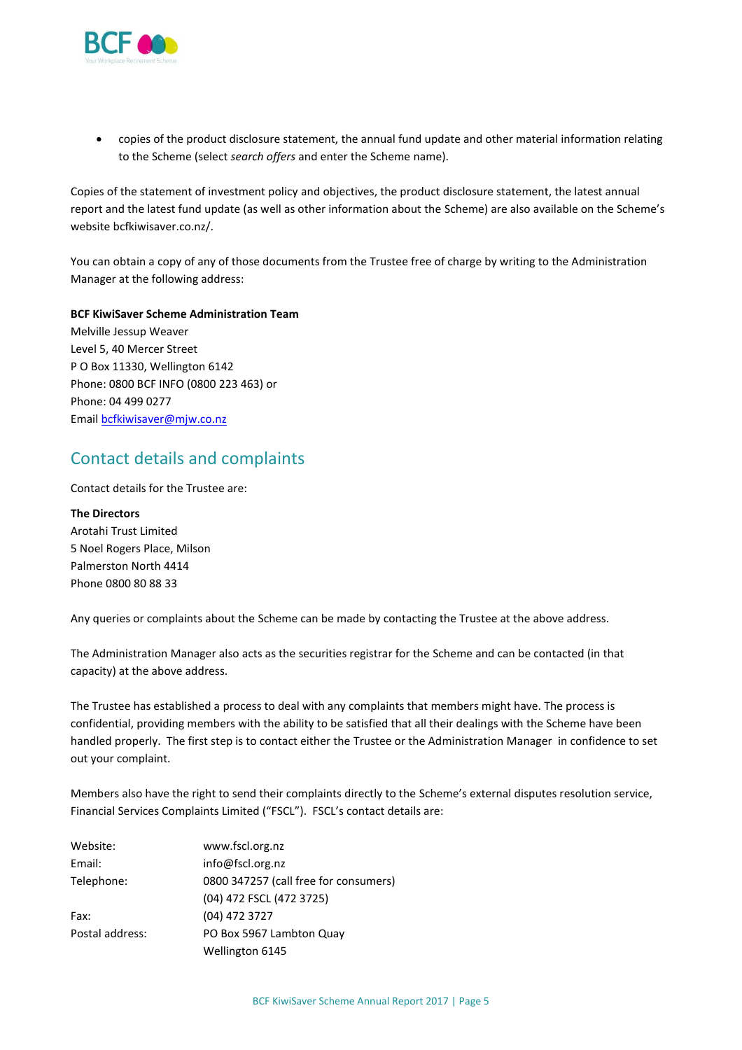- copies of the product disclosure statement, the annual fund update and other material information relating to the Scheme (select *search offers* and enter the Scheme name).

Copies of the statement of investment policy and objectives, the product disclosure statement, the latest annual report and the latest fund update (as well as other information about the Scheme) are also available on the Scheme's website bcfkiwisaver.co.nz/.

You can obtain a copy of any of those documents from the Trustee free of charge by writing to the Administration Manager at the following address:

**BCF KiwiSaver Scheme Administration Team**
Melville Jessup Weaver
Level 5, 40 Mercer Street
P O Box 11330, Wellington 6142
Phone: 0800 BCF INFO (0800 223 463) or
Phone: 04 499 0277
Email bcfkiwisaver@mjw.co.nz

## Contact details and complaints

Contact details for the Trustee are:

**The Directors**
Arotahi Trust Limited
5 Noel Rogers Place, Milson
Palmerston North 4414
Phone 0800 80 88 33

Any queries or complaints about the Scheme can be made by contacting the Trustee at the above address.

The Administration Manager also acts as the securities registrar for the Scheme and can be contacted (in that capacity) at the above address.

The Trustee has established a process to deal with any complaints that members might have. The process is confidential, providing members with the ability to be satisfied that all their dealings with the Scheme have been handled properly. The first step is to contact either the Trustee or the Administration Manager in confidence to set out your complaint.

Members also have the right to send their complaints directly to the Scheme's external disputes resolution service, Financial Services Complaints Limited ("FSCL"). FSCL's contact details are:

| | |
|---|---|
| Website: | www.fscl.org.nz |
| Email: | info@fscl.org.nz |
| Telephone: | 0800 347257 (call free for consumers) |
| | (04) 472 FSCL (472 3725) |
| Fax: | (04) 472 3727 |
| Postal address: | PO Box 5967 Lambton Quay |
| | Wellington 6145 |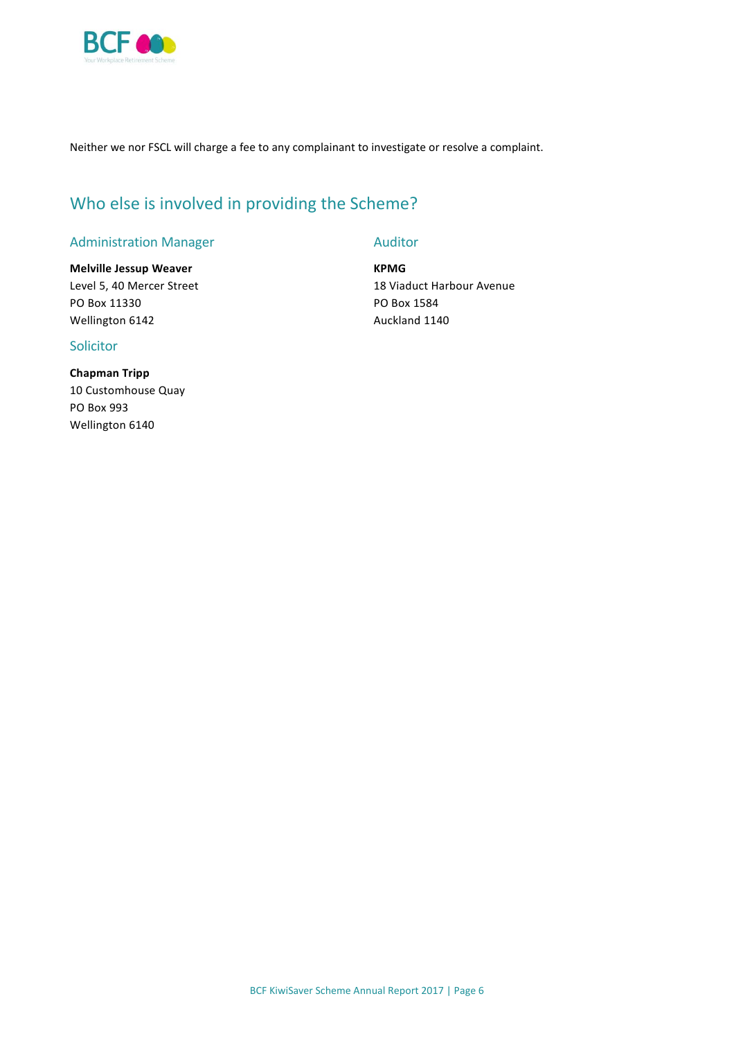Neither we nor FSCL will charge a fee to any complainant to investigate or resolve a complaint.

## Who else is involved in providing the Scheme?

### Administration Manager

**Melville Jessup Weaver**
Level 5, 40 Mercer Street
PO Box 11330
Wellington 6142

### Solicitor

**Chapman Tripp**
10 Customhouse Quay
PO Box 993
Wellington 6140

### Auditor

**KPMG**
18 Viaduct Harbour Avenue
PO Box 1584
Auckland 1140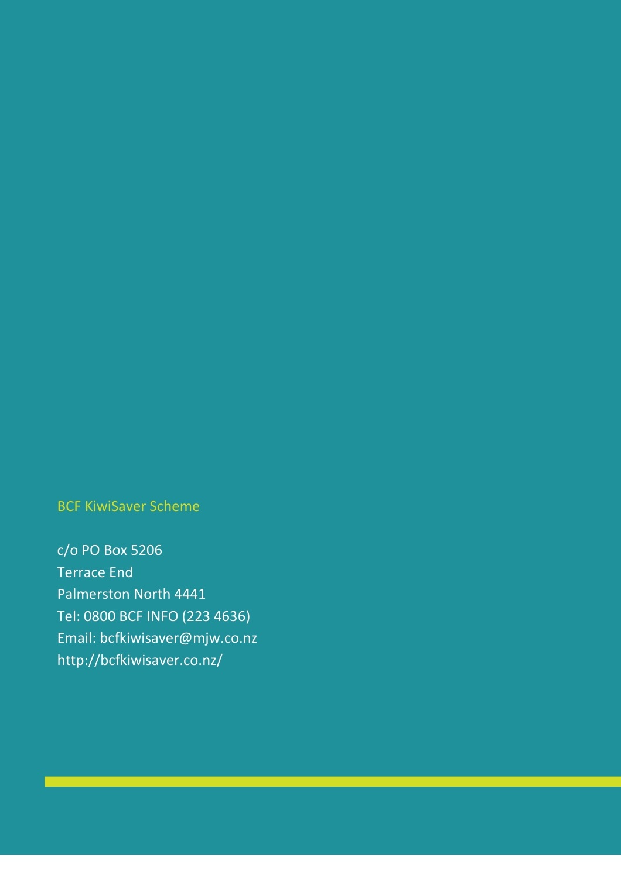BCF KiwiSaver Scheme

c/o PO Box 5206
Terrace End
Palmerston North 4441
Tel: 0800 BCF INFO (223 4636)
Email: bcfkiwisaver@mjw.co.nz
http://bcfkiwisaver.co.nz/